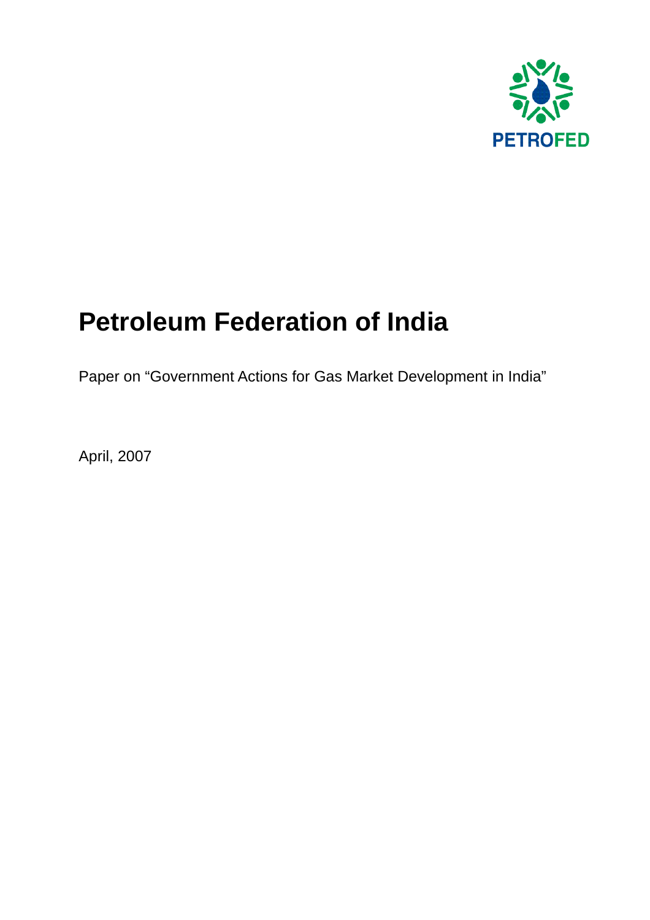PETROFED

# Petroleum Federation of India

Paper on "Government Actions for Gas Market Development in India"

April, 2007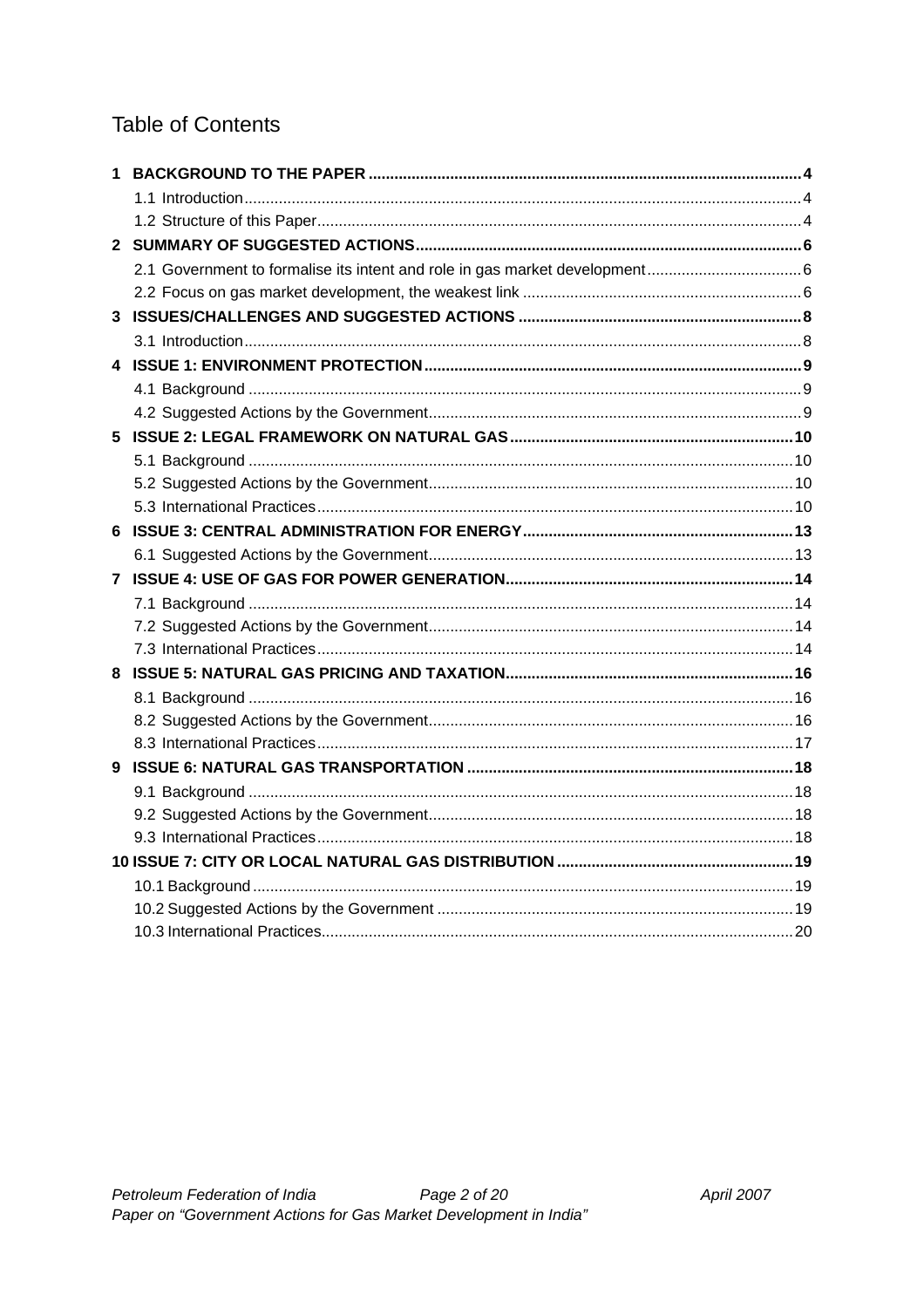# Table of Contents

- **1 BACKGROUND TO THE PAPER** ..... 4
  - 1.1 Introduction ..... 4
  - 1.2 Structure of this Paper ..... 4
- **2 SUMMARY OF SUGGESTED ACTIONS** ..... 6
  - 2.1 Government to formalise its intent and role in gas market development ..... 6
  - 2.2 Focus on gas market development, the weakest link ..... 6
- **3 ISSUES/CHALLENGES AND SUGGESTED ACTIONS** ..... 8
  - 3.1 Introduction ..... 8
- **4 ISSUE 1: ENVIRONMENT PROTECTION** ..... 9
  - 4.1 Background ..... 9
  - 4.2 Suggested Actions by the Government ..... 9
- **5 ISSUE 2: LEGAL FRAMEWORK ON NATURAL GAS** ..... 10
  - 5.1 Background ..... 10
  - 5.2 Suggested Actions by the Government ..... 10
  - 5.3 International Practices ..... 10
- **6 ISSUE 3: CENTRAL ADMINISTRATION FOR ENERGY** ..... 13
  - 6.1 Suggested Actions by the Government ..... 13
- **7 ISSUE 4: USE OF GAS FOR POWER GENERATION** ..... 14
  - 7.1 Background ..... 14
  - 7.2 Suggested Actions by the Government ..... 14
  - 7.3 International Practices ..... 14
- **8 ISSUE 5: NATURAL GAS PRICING AND TAXATION** ..... 16
  - 8.1 Background ..... 16
  - 8.2 Suggested Actions by the Government ..... 16
  - 8.3 International Practices ..... 17
- **9 ISSUE 6: NATURAL GAS TRANSPORTATION** ..... 18
  - 9.1 Background ..... 18
  - 9.2 Suggested Actions by the Government ..... 18
  - 9.3 International Practices ..... 18
- **10 ISSUE 7: CITY OR LOCAL NATURAL GAS DISTRIBUTION** ..... 19
  - 10.1 Background ..... 19
  - 10.2 Suggested Actions by the Government ..... 19
  - 10.3 International Practices ..... 20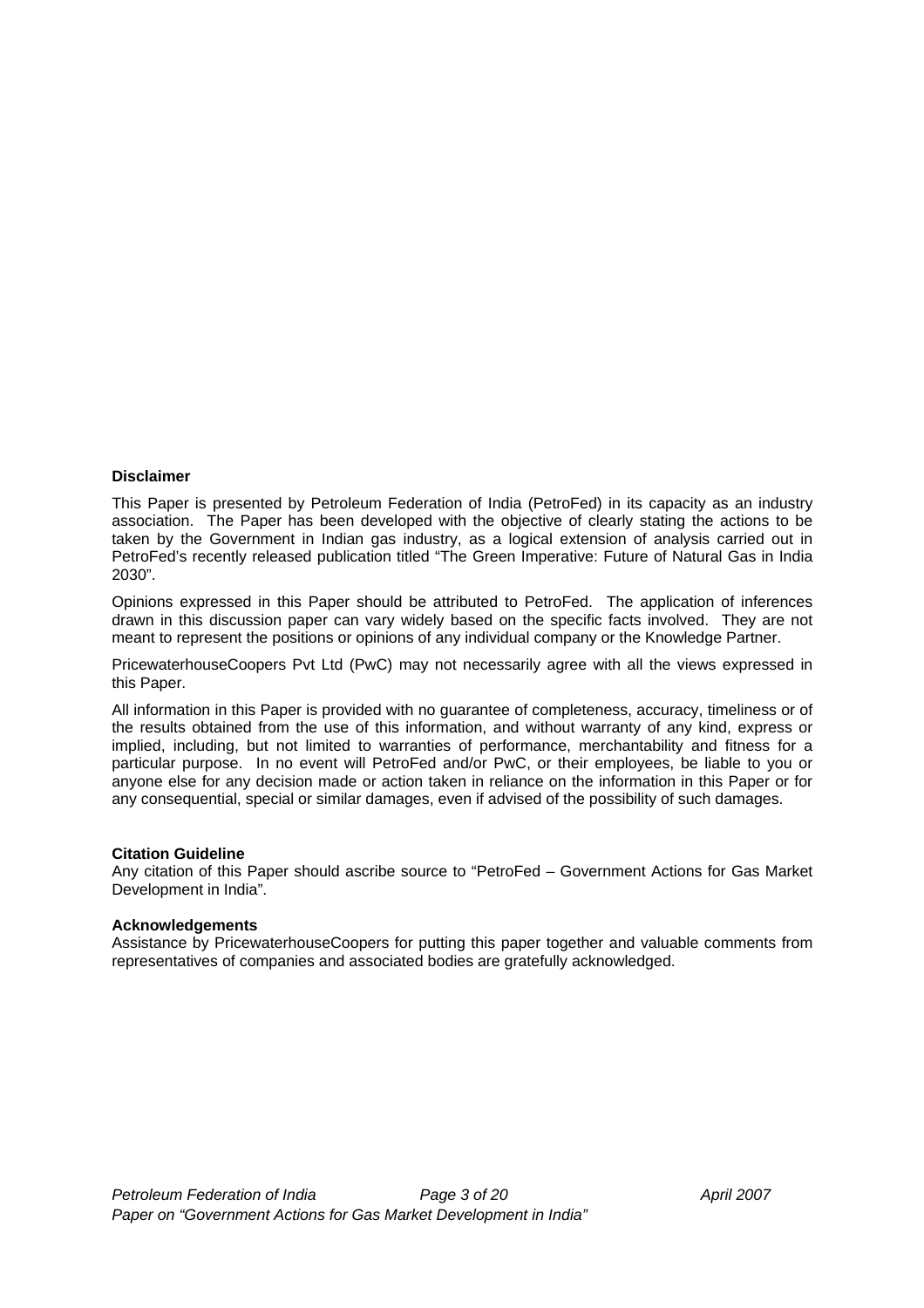**Disclaimer**

This Paper is presented by Petroleum Federation of India (PetroFed) in its capacity as an industry association. The Paper has been developed with the objective of clearly stating the actions to be taken by the Government in Indian gas industry, as a logical extension of analysis carried out in PetroFed's recently released publication titled "The Green Imperative: Future of Natural Gas in India 2030".

Opinions expressed in this Paper should be attributed to PetroFed. The application of inferences drawn in this discussion paper can vary widely based on the specific facts involved. They are not meant to represent the positions or opinions of any individual company or the Knowledge Partner.

PricewaterhouseCoopers Pvt Ltd (PwC) may not necessarily agree with all the views expressed in this Paper.

All information in this Paper is provided with no guarantee of completeness, accuracy, timeliness or of the results obtained from the use of this information, and without warranty of any kind, express or implied, including, but not limited to warranties of performance, merchantability and fitness for a particular purpose. In no event will PetroFed and/or PwC, or their employees, be liable to you or anyone else for any decision made or action taken in reliance on the information in this Paper or for any consequential, special or similar damages, even if advised of the possibility of such damages.

**Citation Guideline**

Any citation of this Paper should ascribe source to "PetroFed – Government Actions for Gas Market Development in India".

**Acknowledgements**

Assistance by PricewaterhouseCoopers for putting this paper together and valuable comments from representatives of companies and associated bodies are gratefully acknowledged.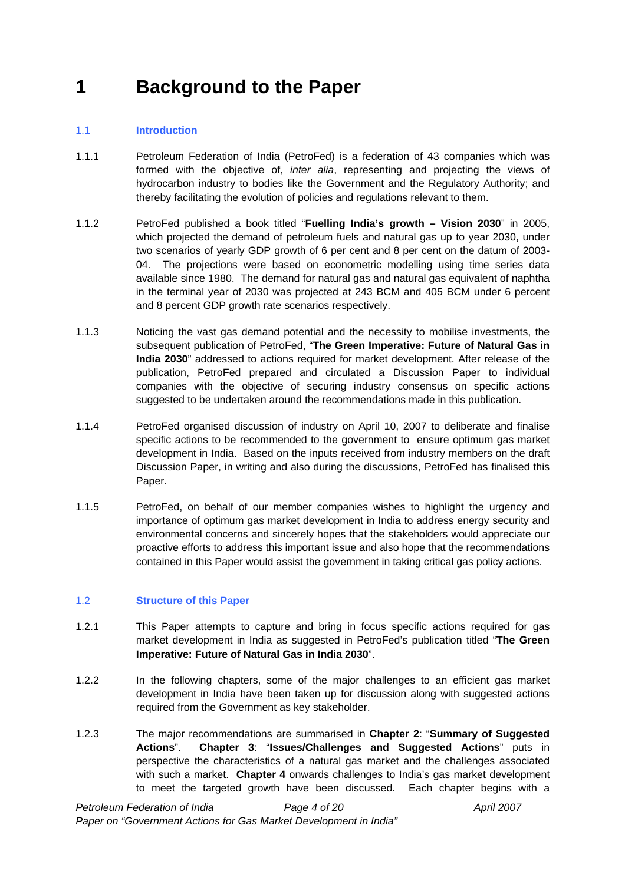# 1 Background to the Paper

## 1.1 Introduction

1.1.1 Petroleum Federation of India (PetroFed) is a federation of 43 companies which was formed with the objective of, *inter alia*, representing and projecting the views of hydrocarbon industry to bodies like the Government and the Regulatory Authority; and thereby facilitating the evolution of policies and regulations relevant to them.

1.1.2 PetroFed published a book titled "**Fuelling India's growth – Vision 2030**" in 2005, which projected the demand of petroleum fuels and natural gas up to year 2030, under two scenarios of yearly GDP growth of 6 per cent and 8 per cent on the datum of 2003-04. The projections were based on econometric modelling using time series data available since 1980. The demand for natural gas and natural gas equivalent of naphtha in the terminal year of 2030 was projected at 243 BCM and 405 BCM under 6 percent and 8 percent GDP growth rate scenarios respectively.

1.1.3 Noticing the vast gas demand potential and the necessity to mobilise investments, the subsequent publication of PetroFed, "**The Green Imperative: Future of Natural Gas in India 2030**" addressed to actions required for market development. After release of the publication, PetroFed prepared and circulated a Discussion Paper to individual companies with the objective of securing industry consensus on specific actions suggested to be undertaken around the recommendations made in this publication.

1.1.4 PetroFed organised discussion of industry on April 10, 2007 to deliberate and finalise specific actions to be recommended to the government to ensure optimum gas market development in India. Based on the inputs received from industry members on the draft Discussion Paper, in writing and also during the discussions, PetroFed has finalised this Paper.

1.1.5 PetroFed, on behalf of our member companies wishes to highlight the urgency and importance of optimum gas market development in India to address energy security and environmental concerns and sincerely hopes that the stakeholders would appreciate our proactive efforts to address this important issue and also hope that the recommendations contained in this Paper would assist the government in taking critical gas policy actions.

## 1.2 Structure of this Paper

1.2.1 This Paper attempts to capture and bring in focus specific actions required for gas market development in India as suggested in PetroFed's publication titled "**The Green Imperative: Future of Natural Gas in India 2030**".

1.2.2 In the following chapters, some of the major challenges to an efficient gas market development in India have been taken up for discussion along with suggested actions required from the Government as key stakeholder.

1.2.3 The major recommendations are summarised in **Chapter 2**: "**Summary of Suggested Actions**". **Chapter 3**: "**Issues/Challenges and Suggested Actions**" puts in perspective the characteristics of a natural gas market and the challenges associated with such a market. **Chapter 4** onwards challenges to India's gas market development to meet the targeted growth have been discussed. Each chapter begins with a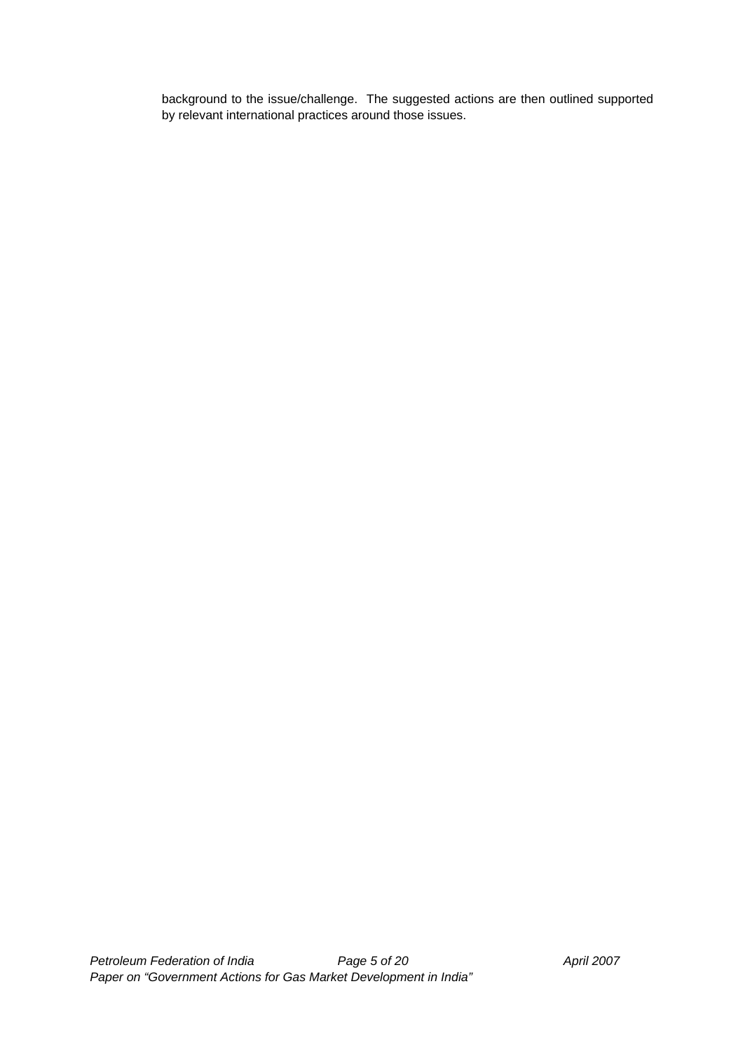background to the issue/challenge. The suggested actions are then outlined supported by relevant international practices around those issues.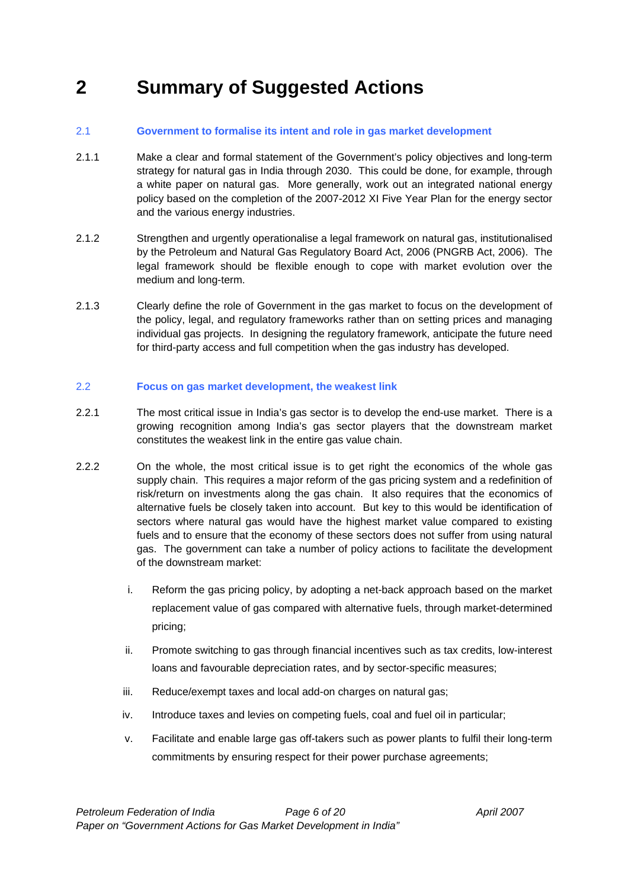# 2 Summary of Suggested Actions

### 2.1 Government to formalise its intent and role in gas market development

2.1.1 Make a clear and formal statement of the Government's policy objectives and long-term strategy for natural gas in India through 2030. This could be done, for example, through a white paper on natural gas. More generally, work out an integrated national energy policy based on the completion of the 2007-2012 XI Five Year Plan for the energy sector and the various energy industries.

2.1.2 Strengthen and urgently operationalise a legal framework on natural gas, institutionalised by the Petroleum and Natural Gas Regulatory Board Act, 2006 (PNGRB Act, 2006). The legal framework should be flexible enough to cope with market evolution over the medium and long-term.

2.1.3 Clearly define the role of Government in the gas market to focus on the development of the policy, legal, and regulatory frameworks rather than on setting prices and managing individual gas projects. In designing the regulatory framework, anticipate the future need for third-party access and full competition when the gas industry has developed.

### 2.2 Focus on gas market development, the weakest link

2.2.1 The most critical issue in India's gas sector is to develop the end-use market. There is a growing recognition among India's gas sector players that the downstream market constitutes the weakest link in the entire gas value chain.

2.2.2 On the whole, the most critical issue is to get right the economics of the whole gas supply chain. This requires a major reform of the gas pricing system and a redefinition of risk/return on investments along the gas chain. It also requires that the economics of alternative fuels be closely taken into account. But key to this would be identification of sectors where natural gas would have the highest market value compared to existing fuels and to ensure that the economy of these sectors does not suffer from using natural gas. The government can take a number of policy actions to facilitate the development of the downstream market:

i. Reform the gas pricing policy, by adopting a net-back approach based on the market replacement value of gas compared with alternative fuels, through market-determined pricing;

ii. Promote switching to gas through financial incentives such as tax credits, low-interest loans and favourable depreciation rates, and by sector-specific measures;

iii. Reduce/exempt taxes and local add-on charges on natural gas;

iv. Introduce taxes and levies on competing fuels, coal and fuel oil in particular;

v. Facilitate and enable large gas off-takers such as power plants to fulfil their long-term commitments by ensuring respect for their power purchase agreements;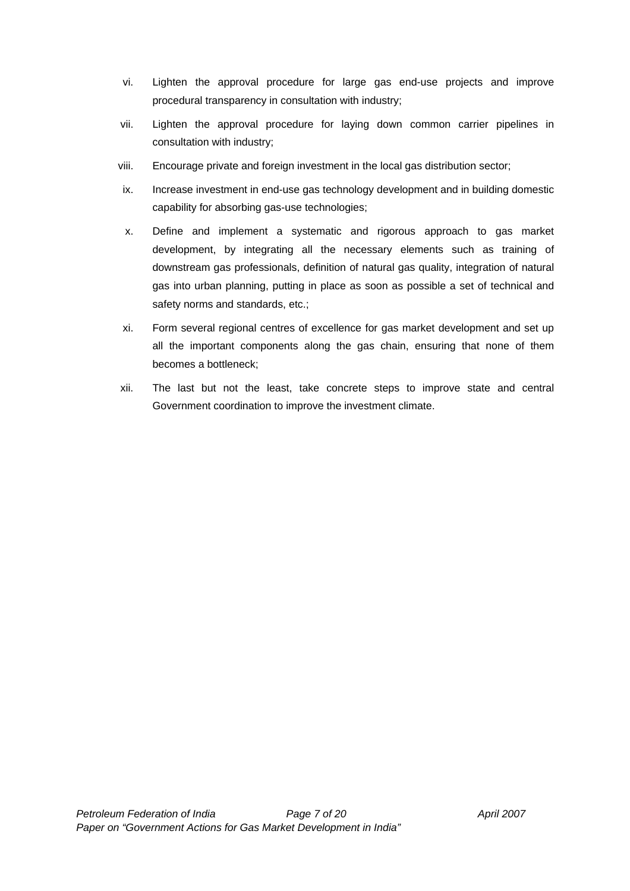vi. Lighten the approval procedure for large gas end-use projects and improve procedural transparency in consultation with industry;

vii. Lighten the approval procedure for laying down common carrier pipelines in consultation with industry;

viii. Encourage private and foreign investment in the local gas distribution sector;

ix. Increase investment in end-use gas technology development and in building domestic capability for absorbing gas-use technologies;

x. Define and implement a systematic and rigorous approach to gas market development, by integrating all the necessary elements such as training of downstream gas professionals, definition of natural gas quality, integration of natural gas into urban planning, putting in place as soon as possible a set of technical and safety norms and standards, etc.;

xi. Form several regional centres of excellence for gas market development and set up all the important components along the gas chain, ensuring that none of them becomes a bottleneck;

xii. The last but not the least, take concrete steps to improve state and central Government coordination to improve the investment climate.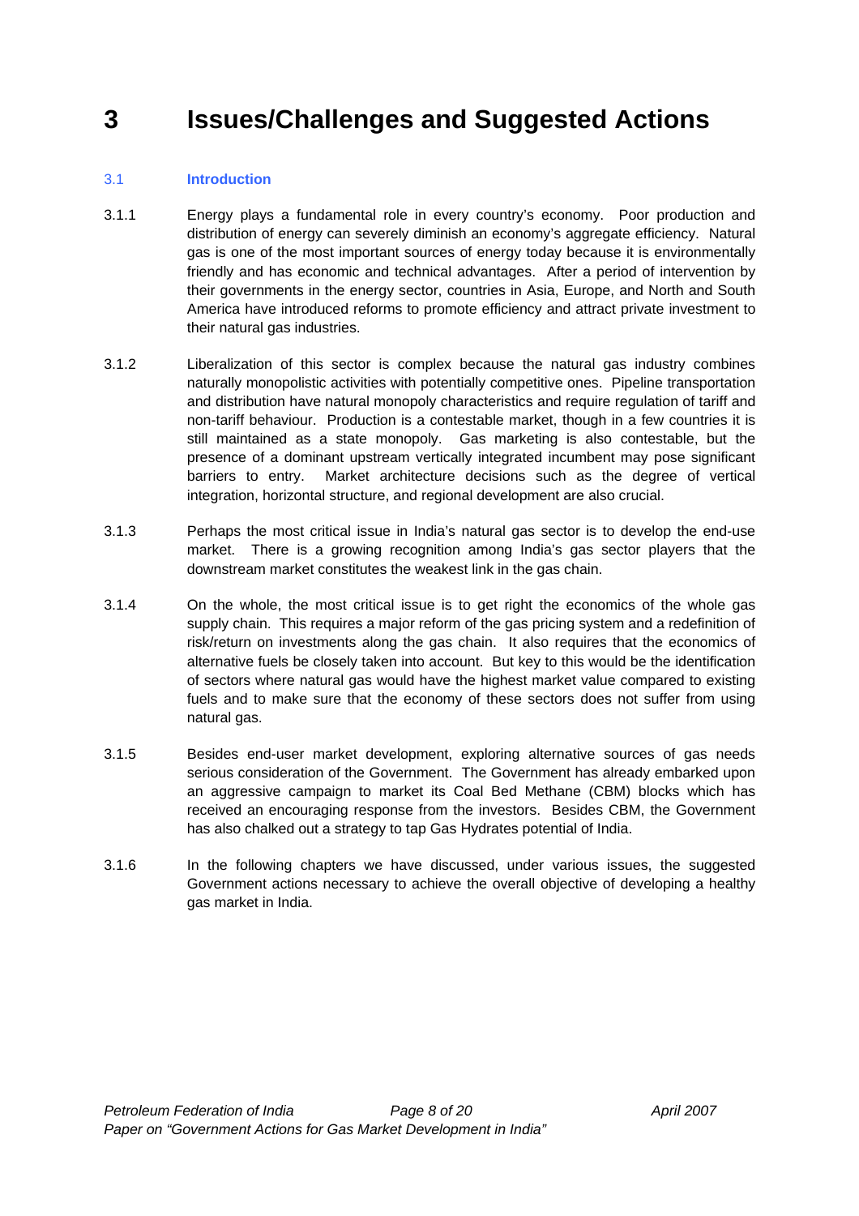# 3 Issues/Challenges and Suggested Actions

## 3.1 Introduction

3.1.1 Energy plays a fundamental role in every country's economy. Poor production and distribution of energy can severely diminish an economy's aggregate efficiency. Natural gas is one of the most important sources of energy today because it is environmentally friendly and has economic and technical advantages. After a period of intervention by their governments in the energy sector, countries in Asia, Europe, and North and South America have introduced reforms to promote efficiency and attract private investment to their natural gas industries.

3.1.2 Liberalization of this sector is complex because the natural gas industry combines naturally monopolistic activities with potentially competitive ones. Pipeline transportation and distribution have natural monopoly characteristics and require regulation of tariff and non-tariff behaviour. Production is a contestable market, though in a few countries it is still maintained as a state monopoly. Gas marketing is also contestable, but the presence of a dominant upstream vertically integrated incumbent may pose significant barriers to entry. Market architecture decisions such as the degree of vertical integration, horizontal structure, and regional development are also crucial.

3.1.3 Perhaps the most critical issue in India's natural gas sector is to develop the end-use market. There is a growing recognition among India's gas sector players that the downstream market constitutes the weakest link in the gas chain.

3.1.4 On the whole, the most critical issue is to get right the economics of the whole gas supply chain. This requires a major reform of the gas pricing system and a redefinition of risk/return on investments along the gas chain. It also requires that the economics of alternative fuels be closely taken into account. But key to this would be the identification of sectors where natural gas would have the highest market value compared to existing fuels and to make sure that the economy of these sectors does not suffer from using natural gas.

3.1.5 Besides end-user market development, exploring alternative sources of gas needs serious consideration of the Government. The Government has already embarked upon an aggressive campaign to market its Coal Bed Methane (CBM) blocks which has received an encouraging response from the investors. Besides CBM, the Government has also chalked out a strategy to tap Gas Hydrates potential of India.

3.1.6 In the following chapters we have discussed, under various issues, the suggested Government actions necessary to achieve the overall objective of developing a healthy gas market in India.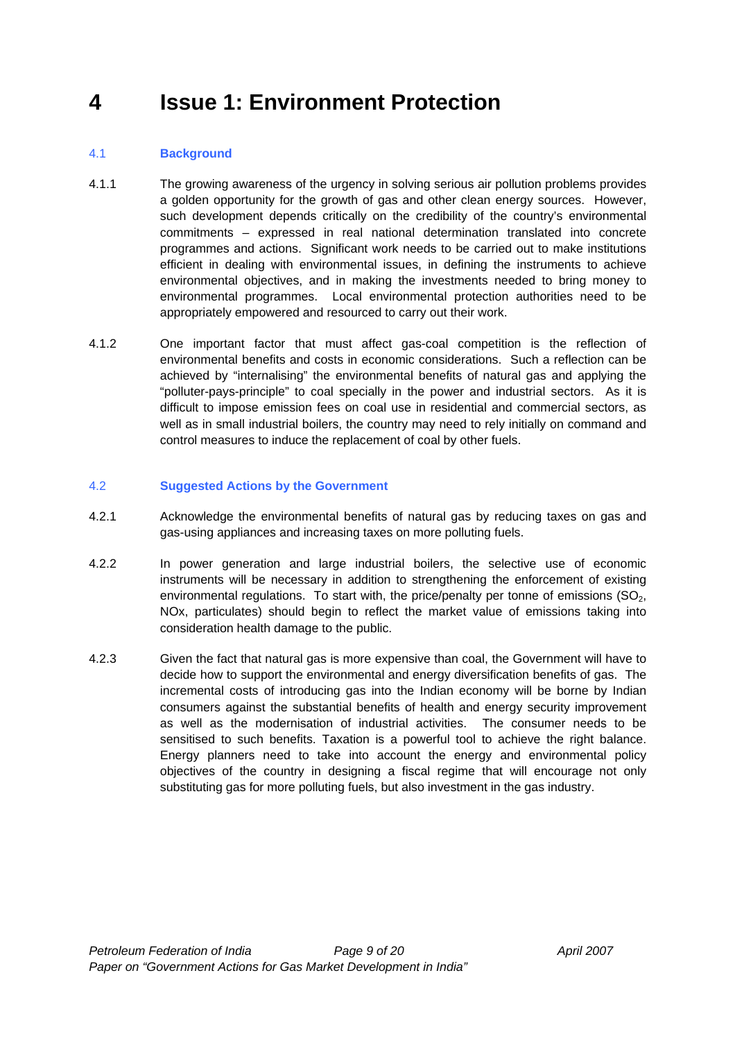# 4 Issue 1: Environment Protection

## 4.1 Background

4.1.1 The growing awareness of the urgency in solving serious air pollution problems provides a golden opportunity for the growth of gas and other clean energy sources. However, such development depends critically on the credibility of the country's environmental commitments – expressed in real national determination translated into concrete programmes and actions. Significant work needs to be carried out to make institutions efficient in dealing with environmental issues, in defining the instruments to achieve environmental objectives, and in making the investments needed to bring money to environmental programmes. Local environmental protection authorities need to be appropriately empowered and resourced to carry out their work.

4.1.2 One important factor that must affect gas-coal competition is the reflection of environmental benefits and costs in economic considerations. Such a reflection can be achieved by "internalising" the environmental benefits of natural gas and applying the "polluter-pays-principle" to coal specially in the power and industrial sectors. As it is difficult to impose emission fees on coal use in residential and commercial sectors, as well as in small industrial boilers, the country may need to rely initially on command and control measures to induce the replacement of coal by other fuels.

## 4.2 Suggested Actions by the Government

4.2.1 Acknowledge the environmental benefits of natural gas by reducing taxes on gas and gas-using appliances and increasing taxes on more polluting fuels.

4.2.2 In power generation and large industrial boilers, the selective use of economic instruments will be necessary in addition to strengthening the enforcement of existing environmental regulations. To start with, the price/penalty per tonne of emissions ($SO_2$, NOx, particulates) should begin to reflect the market value of emissions taking into consideration health damage to the public.

4.2.3 Given the fact that natural gas is more expensive than coal, the Government will have to decide how to support the environmental and energy diversification benefits of gas. The incremental costs of introducing gas into the Indian economy will be borne by Indian consumers against the substantial benefits of health and energy security improvement as well as the modernisation of industrial activities. The consumer needs to be sensitised to such benefits. Taxation is a powerful tool to achieve the right balance. Energy planners need to take into account the energy and environmental policy objectives of the country in designing a fiscal regime that will encourage not only substituting gas for more polluting fuels, but also investment in the gas industry.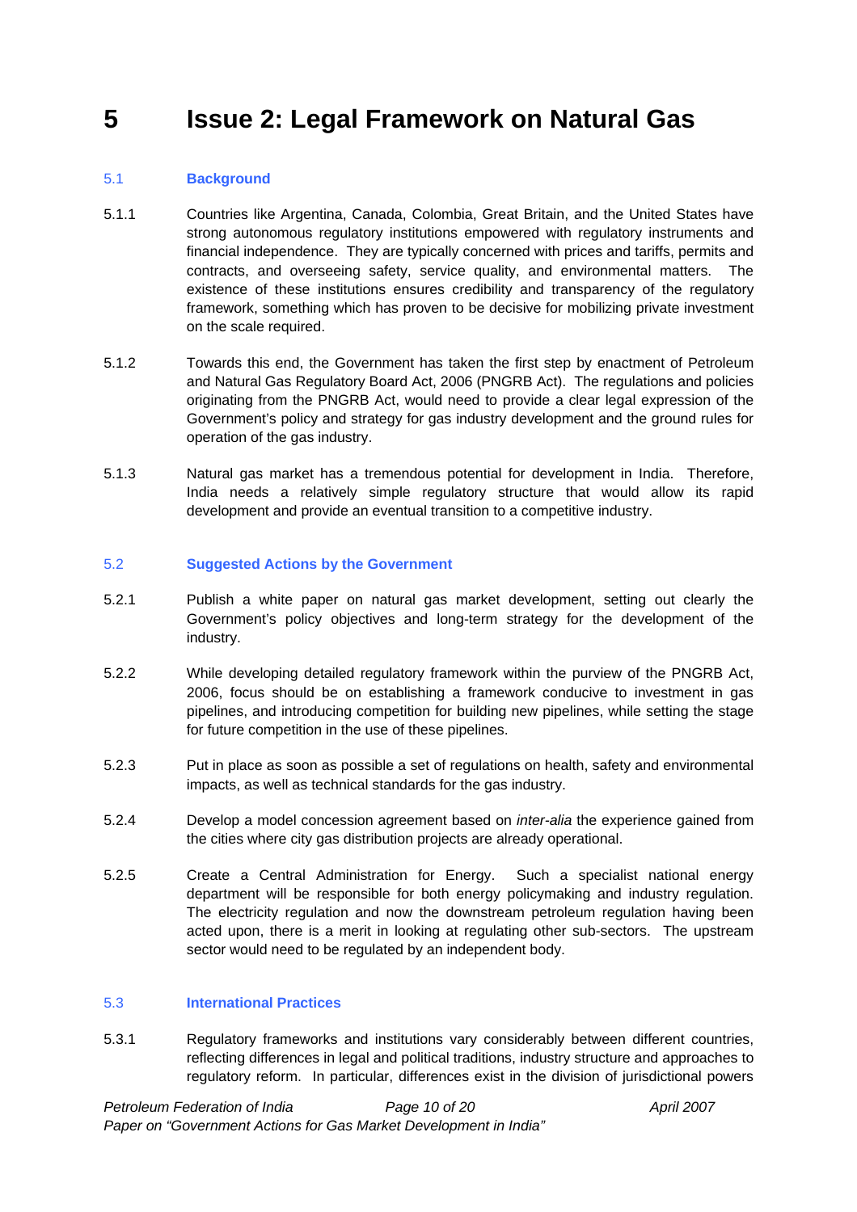# 5 Issue 2: Legal Framework on Natural Gas

## 5.1 Background

5.1.1 Countries like Argentina, Canada, Colombia, Great Britain, and the United States have strong autonomous regulatory institutions empowered with regulatory instruments and financial independence. They are typically concerned with prices and tariffs, permits and contracts, and overseeing safety, service quality, and environmental matters. The existence of these institutions ensures credibility and transparency of the regulatory framework, something which has proven to be decisive for mobilizing private investment on the scale required.

5.1.2 Towards this end, the Government has taken the first step by enactment of Petroleum and Natural Gas Regulatory Board Act, 2006 (PNGRB Act). The regulations and policies originating from the PNGRB Act, would need to provide a clear legal expression of the Government's policy and strategy for gas industry development and the ground rules for operation of the gas industry.

5.1.3 Natural gas market has a tremendous potential for development in India. Therefore, India needs a relatively simple regulatory structure that would allow its rapid development and provide an eventual transition to a competitive industry.

## 5.2 Suggested Actions by the Government

5.2.1 Publish a white paper on natural gas market development, setting out clearly the Government's policy objectives and long-term strategy for the development of the industry.

5.2.2 While developing detailed regulatory framework within the purview of the PNGRB Act, 2006, focus should be on establishing a framework conducive to investment in gas pipelines, and introducing competition for building new pipelines, while setting the stage for future competition in the use of these pipelines.

5.2.3 Put in place as soon as possible a set of regulations on health, safety and environmental impacts, as well as technical standards for the gas industry.

5.2.4 Develop a model concession agreement based on *inter-alia* the experience gained from the cities where city gas distribution projects are already operational.

5.2.5 Create a Central Administration for Energy. Such a specialist national energy department will be responsible for both energy policymaking and industry regulation. The electricity regulation and now the downstream petroleum regulation having been acted upon, there is a merit in looking at regulating other sub-sectors. The upstream sector would need to be regulated by an independent body.

## 5.3 International Practices

5.3.1 Regulatory frameworks and institutions vary considerably between different countries, reflecting differences in legal and political traditions, industry structure and approaches to regulatory reform. In particular, differences exist in the division of jurisdictional powers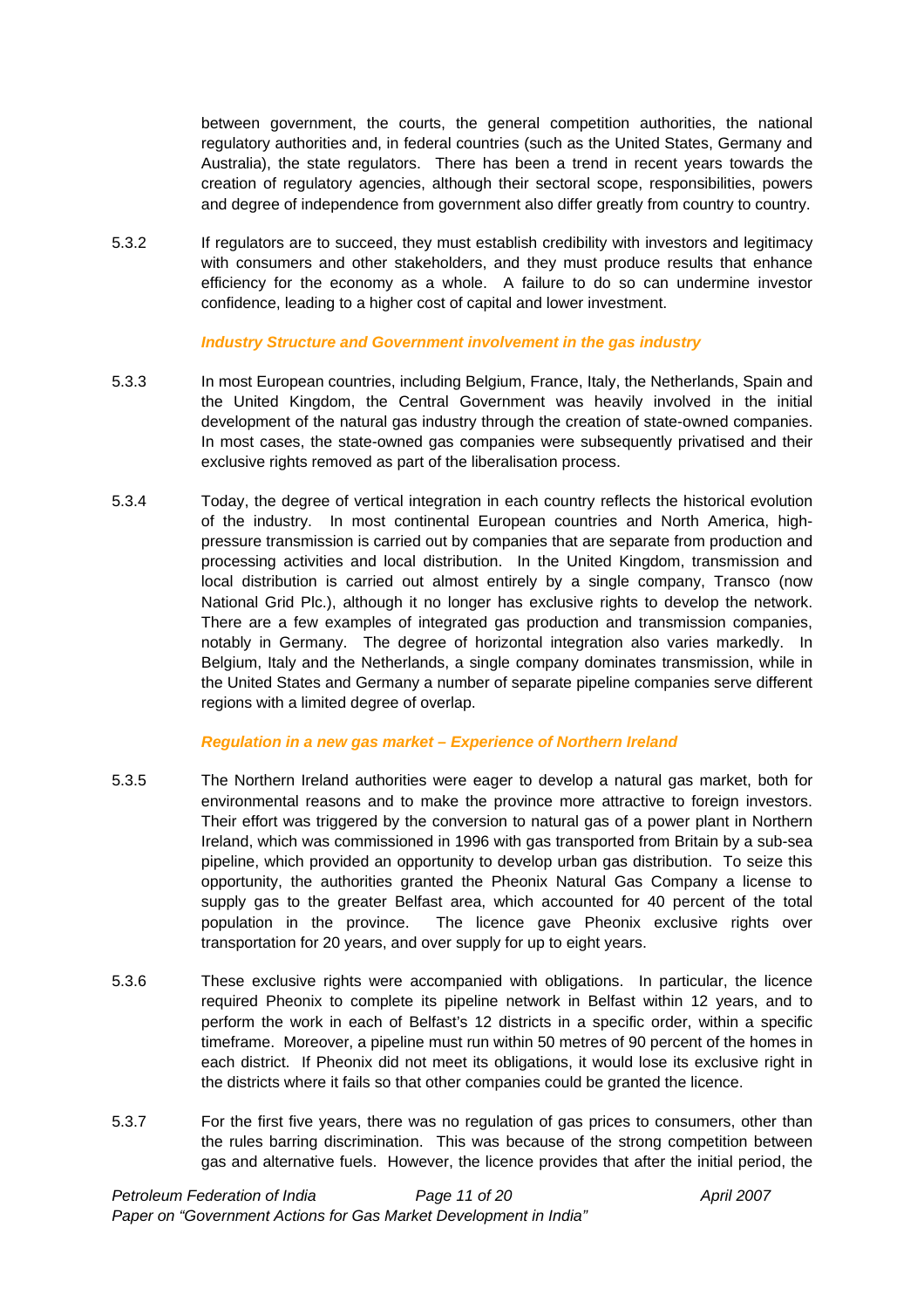between government, the courts, the general competition authorities, the national regulatory authorities and, in federal countries (such as the United States, Germany and Australia), the state regulators. There has been a trend in recent years towards the creation of regulatory agencies, although their sectoral scope, responsibilities, powers and degree of independence from government also differ greatly from country to country.

5.3.2 If regulators are to succeed, they must establish credibility with investors and legitimacy with consumers and other stakeholders, and they must produce results that enhance efficiency for the economy as a whole. A failure to do so can undermine investor confidence, leading to a higher cost of capital and lower investment.

***Industry Structure and Government involvement in the gas industry***

5.3.3 In most European countries, including Belgium, France, Italy, the Netherlands, Spain and the United Kingdom, the Central Government was heavily involved in the initial development of the natural gas industry through the creation of state-owned companies. In most cases, the state-owned gas companies were subsequently privatised and their exclusive rights removed as part of the liberalisation process.

5.3.4 Today, the degree of vertical integration in each country reflects the historical evolution of the industry. In most continental European countries and North America, high-pressure transmission is carried out by companies that are separate from production and processing activities and local distribution. In the United Kingdom, transmission and local distribution is carried out almost entirely by a single company, Transco (now National Grid Plc.), although it no longer has exclusive rights to develop the network. There are a few examples of integrated gas production and transmission companies, notably in Germany. The degree of horizontal integration also varies markedly. In Belgium, Italy and the Netherlands, a single company dominates transmission, while in the United States and Germany a number of separate pipeline companies serve different regions with a limited degree of overlap.

***Regulation in a new gas market – Experience of Northern Ireland***

5.3.5 The Northern Ireland authorities were eager to develop a natural gas market, both for environmental reasons and to make the province more attractive to foreign investors. Their effort was triggered by the conversion to natural gas of a power plant in Northern Ireland, which was commissioned in 1996 with gas transported from Britain by a sub-sea pipeline, which provided an opportunity to develop urban gas distribution. To seize this opportunity, the authorities granted the Pheonix Natural Gas Company a license to supply gas to the greater Belfast area, which accounted for 40 percent of the total population in the province. The licence gave Pheonix exclusive rights over transportation for 20 years, and over supply for up to eight years.

5.3.6 These exclusive rights were accompanied with obligations. In particular, the licence required Pheonix to complete its pipeline network in Belfast within 12 years, and to perform the work in each of Belfast's 12 districts in a specific order, within a specific timeframe. Moreover, a pipeline must run within 50 metres of 90 percent of the homes in each district. If Pheonix did not meet its obligations, it would lose its exclusive right in the districts where it fails so that other companies could be granted the licence.

5.3.7 For the first five years, there was no regulation of gas prices to consumers, other than the rules barring discrimination. This was because of the strong competition between gas and alternative fuels. However, the licence provides that after the initial period, the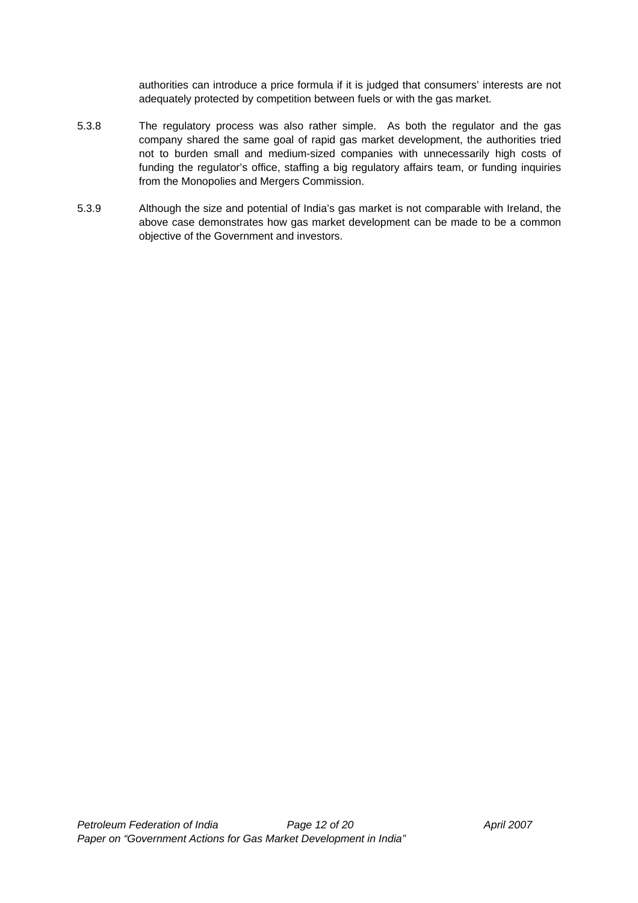authorities can introduce a price formula if it is judged that consumers' interests are not adequately protected by competition between fuels or with the gas market.

5.3.8 The regulatory process was also rather simple. As both the regulator and the gas company shared the same goal of rapid gas market development, the authorities tried not to burden small and medium-sized companies with unnecessarily high costs of funding the regulator's office, staffing a big regulatory affairs team, or funding inquiries from the Monopolies and Mergers Commission.

5.3.9 Although the size and potential of India's gas market is not comparable with Ireland, the above case demonstrates how gas market development can be made to be a common objective of the Government and investors.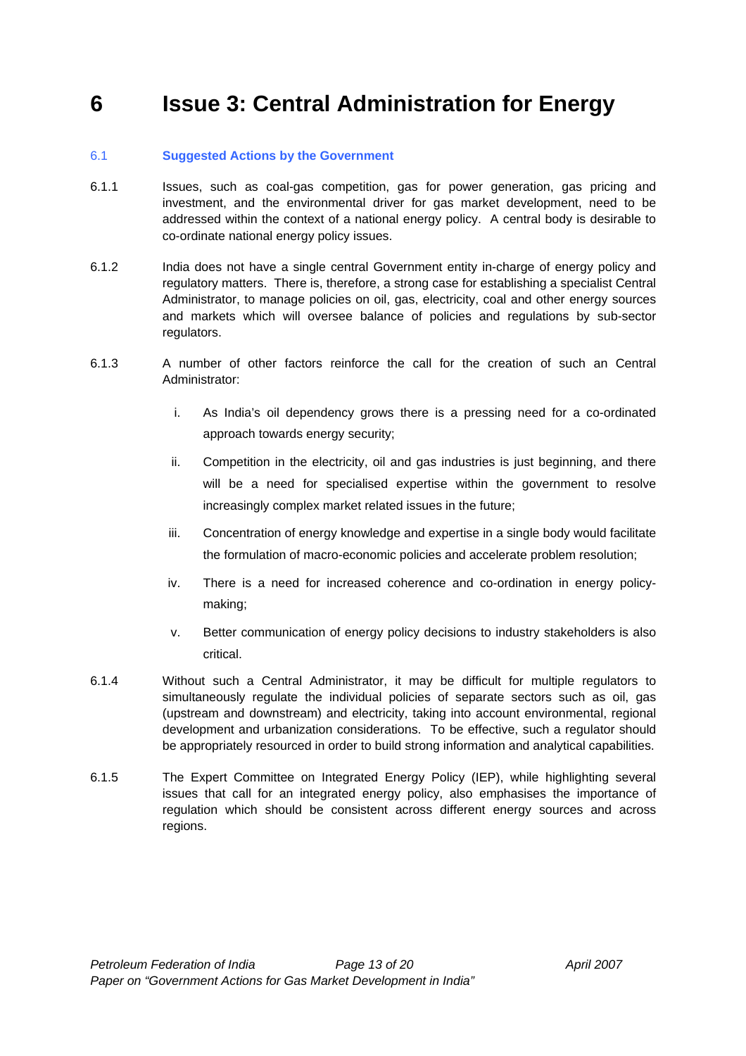# 6 Issue 3: Central Administration for Energy

## 6.1 Suggested Actions by the Government

6.1.1 Issues, such as coal-gas competition, gas for power generation, gas pricing and investment, and the environmental driver for gas market development, need to be addressed within the context of a national energy policy. A central body is desirable to co-ordinate national energy policy issues.

6.1.2 India does not have a single central Government entity in-charge of energy policy and regulatory matters. There is, therefore, a strong case for establishing a specialist Central Administrator, to manage policies on oil, gas, electricity, coal and other energy sources and markets which will oversee balance of policies and regulations by sub-sector regulators.

6.1.3 A number of other factors reinforce the call for the creation of such an Central Administrator:

i. As India's oil dependency grows there is a pressing need for a co-ordinated approach towards energy security;

ii. Competition in the electricity, oil and gas industries is just beginning, and there will be a need for specialised expertise within the government to resolve increasingly complex market related issues in the future;

iii. Concentration of energy knowledge and expertise in a single body would facilitate the formulation of macro-economic policies and accelerate problem resolution;

iv. There is a need for increased coherence and co-ordination in energy policy-making;

v. Better communication of energy policy decisions to industry stakeholders is also critical.

6.1.4 Without such a Central Administrator, it may be difficult for multiple regulators to simultaneously regulate the individual policies of separate sectors such as oil, gas (upstream and downstream) and electricity, taking into account environmental, regional development and urbanization considerations. To be effective, such a regulator should be appropriately resourced in order to build strong information and analytical capabilities.

6.1.5 The Expert Committee on Integrated Energy Policy (IEP), while highlighting several issues that call for an integrated energy policy, also emphasises the importance of regulation which should be consistent across different energy sources and across regions.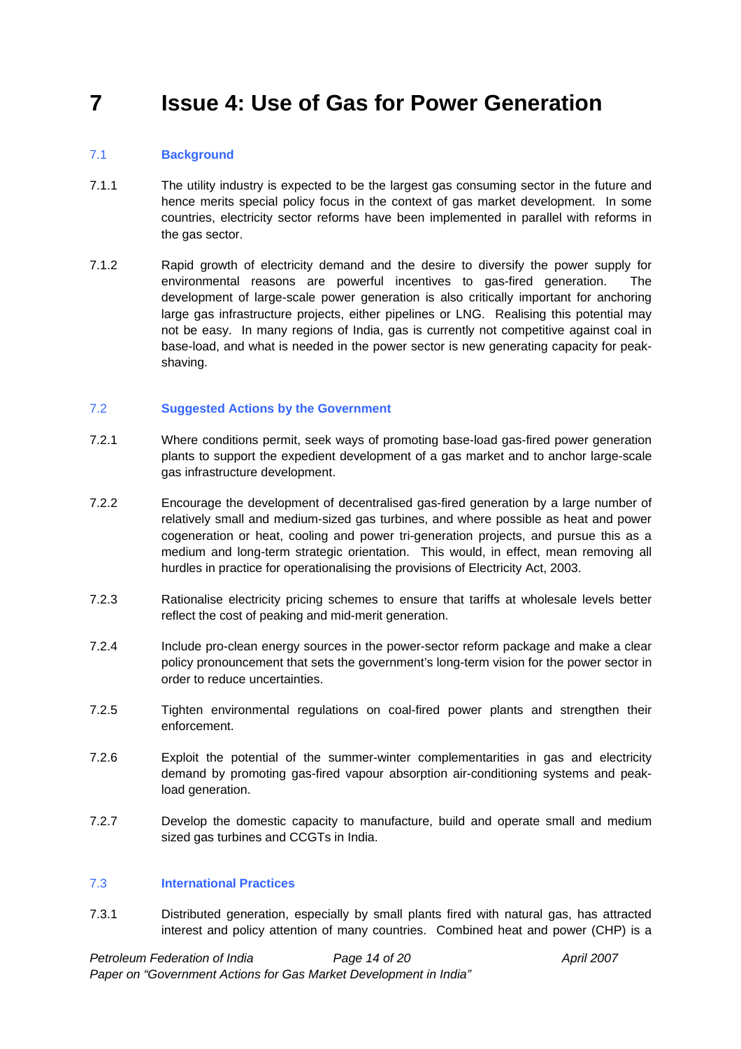# 7 Issue 4: Use of Gas for Power Generation

## 7.1 Background

7.1.1 The utility industry is expected to be the largest gas consuming sector in the future and hence merits special policy focus in the context of gas market development. In some countries, electricity sector reforms have been implemented in parallel with reforms in the gas sector.

7.1.2 Rapid growth of electricity demand and the desire to diversify the power supply for environmental reasons are powerful incentives to gas-fired generation. The development of large-scale power generation is also critically important for anchoring large gas infrastructure projects, either pipelines or LNG. Realising this potential may not be easy. In many regions of India, gas is currently not competitive against coal in base-load, and what is needed in the power sector is new generating capacity for peak-shaving.

## 7.2 Suggested Actions by the Government

7.2.1 Where conditions permit, seek ways of promoting base-load gas-fired power generation plants to support the expedient development of a gas market and to anchor large-scale gas infrastructure development.

7.2.2 Encourage the development of decentralised gas-fired generation by a large number of relatively small and medium-sized gas turbines, and where possible as heat and power cogeneration or heat, cooling and power tri-generation projects, and pursue this as a medium and long-term strategic orientation. This would, in effect, mean removing all hurdles in practice for operationalising the provisions of Electricity Act, 2003.

7.2.3 Rationalise electricity pricing schemes to ensure that tariffs at wholesale levels better reflect the cost of peaking and mid-merit generation.

7.2.4 Include pro-clean energy sources in the power-sector reform package and make a clear policy pronouncement that sets the government's long-term vision for the power sector in order to reduce uncertainties.

7.2.5 Tighten environmental regulations on coal-fired power plants and strengthen their enforcement.

7.2.6 Exploit the potential of the summer-winter complementarities in gas and electricity demand by promoting gas-fired vapour absorption air-conditioning systems and peak-load generation.

7.2.7 Develop the domestic capacity to manufacture, build and operate small and medium sized gas turbines and CCGTs in India.

## 7.3 International Practices

7.3.1 Distributed generation, especially by small plants fired with natural gas, has attracted interest and policy attention of many countries. Combined heat and power (CHP) is a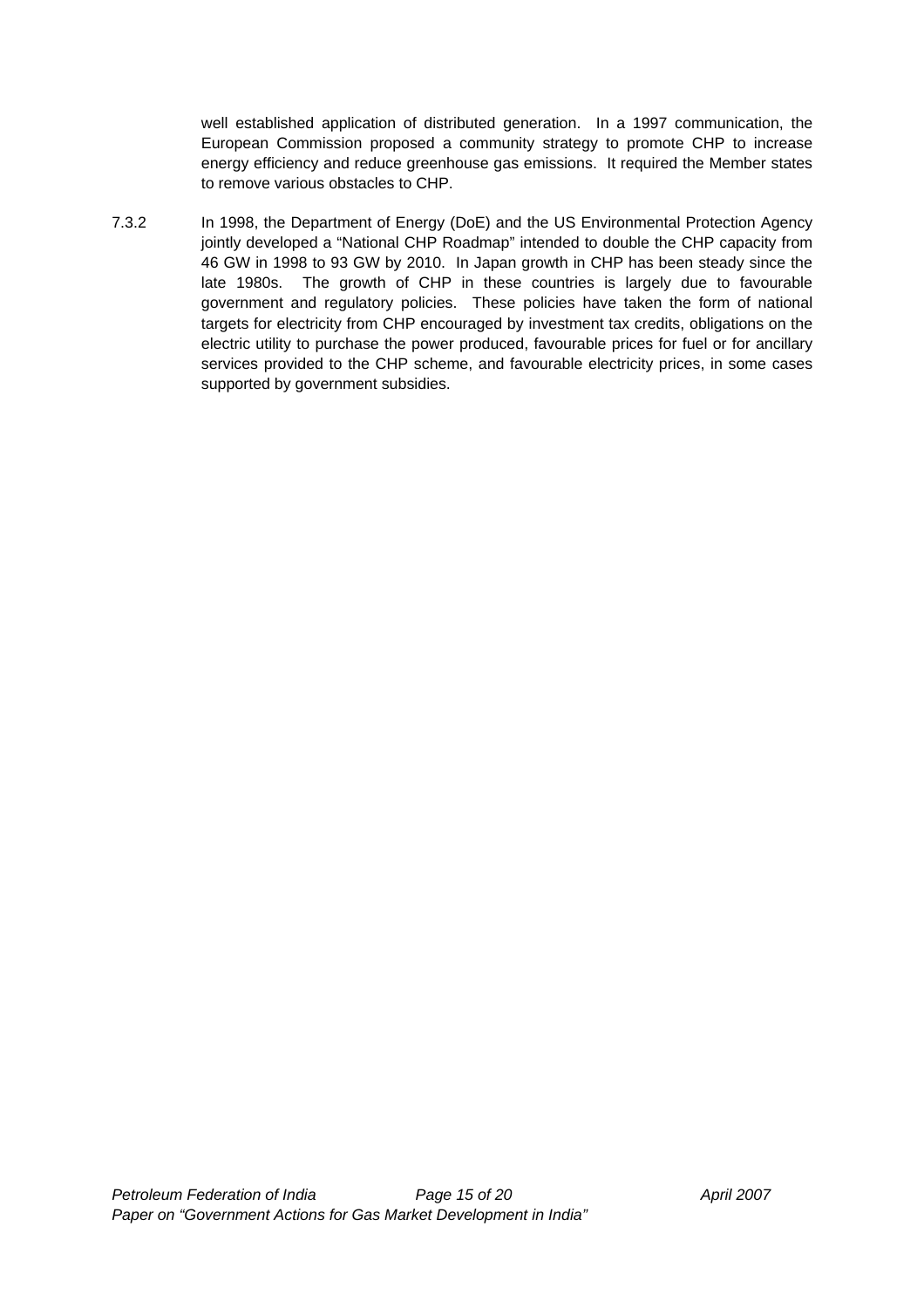well established application of distributed generation. In a 1997 communication, the European Commission proposed a community strategy to promote CHP to increase energy efficiency and reduce greenhouse gas emissions. It required the Member states to remove various obstacles to CHP.

7.3.2 In 1998, the Department of Energy (DoE) and the US Environmental Protection Agency jointly developed a "National CHP Roadmap" intended to double the CHP capacity from 46 GW in 1998 to 93 GW by 2010. In Japan growth in CHP has been steady since the late 1980s. The growth of CHP in these countries is largely due to favourable government and regulatory policies. These policies have taken the form of national targets for electricity from CHP encouraged by investment tax credits, obligations on the electric utility to purchase the power produced, favourable prices for fuel or for ancillary services provided to the CHP scheme, and favourable electricity prices, in some cases supported by government subsidies.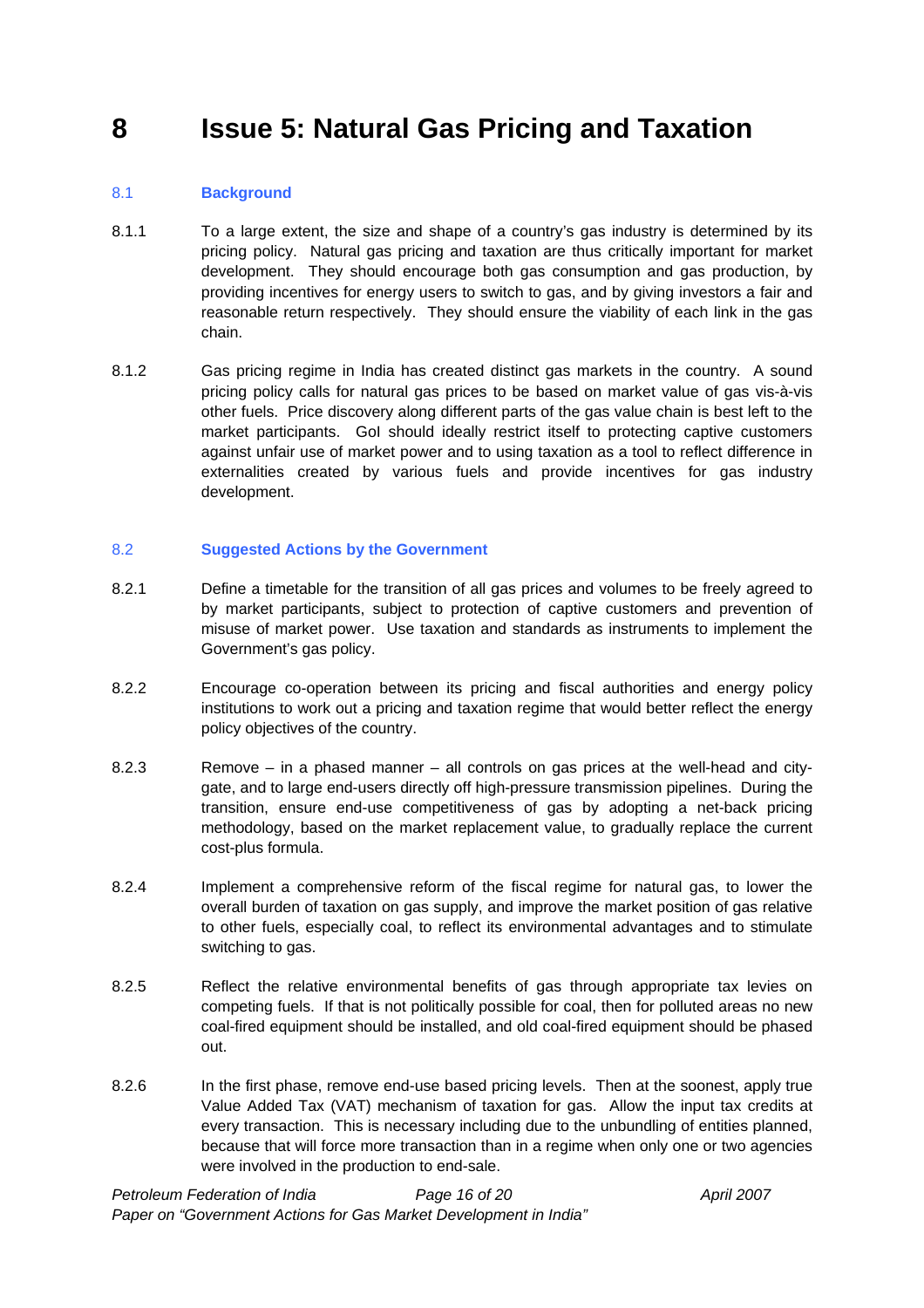# 8 Issue 5: Natural Gas Pricing and Taxation

## 8.1 Background

8.1.1 To a large extent, the size and shape of a country's gas industry is determined by its pricing policy. Natural gas pricing and taxation are thus critically important for market development. They should encourage both gas consumption and gas production, by providing incentives for energy users to switch to gas, and by giving investors a fair and reasonable return respectively. They should ensure the viability of each link in the gas chain.

8.1.2 Gas pricing regime in India has created distinct gas markets in the country. A sound pricing policy calls for natural gas prices to be based on market value of gas vis-à-vis other fuels. Price discovery along different parts of the gas value chain is best left to the market participants. GoI should ideally restrict itself to protecting captive customers against unfair use of market power and to using taxation as a tool to reflect difference in externalities created by various fuels and provide incentives for gas industry development.

## 8.2 Suggested Actions by the Government

8.2.1 Define a timetable for the transition of all gas prices and volumes to be freely agreed to by market participants, subject to protection of captive customers and prevention of misuse of market power. Use taxation and standards as instruments to implement the Government's gas policy.

8.2.2 Encourage co-operation between its pricing and fiscal authorities and energy policy institutions to work out a pricing and taxation regime that would better reflect the energy policy objectives of the country.

8.2.3 Remove – in a phased manner – all controls on gas prices at the well-head and city-gate, and to large end-users directly off high-pressure transmission pipelines. During the transition, ensure end-use competitiveness of gas by adopting a net-back pricing methodology, based on the market replacement value, to gradually replace the current cost-plus formula.

8.2.4 Implement a comprehensive reform of the fiscal regime for natural gas, to lower the overall burden of taxation on gas supply, and improve the market position of gas relative to other fuels, especially coal, to reflect its environmental advantages and to stimulate switching to gas.

8.2.5 Reflect the relative environmental benefits of gas through appropriate tax levies on competing fuels. If that is not politically possible for coal, then for polluted areas no new coal-fired equipment should be installed, and old coal-fired equipment should be phased out.

8.2.6 In the first phase, remove end-use based pricing levels. Then at the soonest, apply true Value Added Tax (VAT) mechanism of taxation for gas. Allow the input tax credits at every transaction. This is necessary including due to the unbundling of entities planned, because that will force more transaction than in a regime when only one or two agencies were involved in the production to end-sale.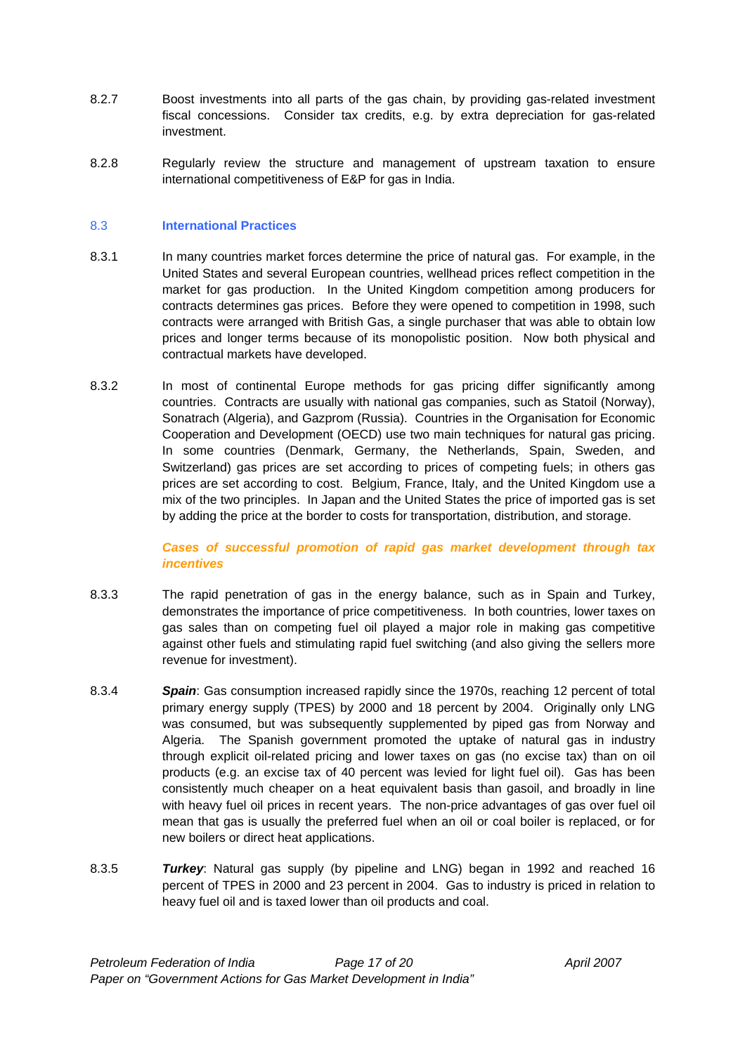8.2.7 Boost investments into all parts of the gas chain, by providing gas-related investment fiscal concessions. Consider tax credits, e.g. by extra depreciation for gas-related investment.

8.2.8 Regularly review the structure and management of upstream taxation to ensure international competitiveness of E&P for gas in India.

## 8.3 International Practices

8.3.1 In many countries market forces determine the price of natural gas. For example, in the United States and several European countries, wellhead prices reflect competition in the market for gas production. In the United Kingdom competition among producers for contracts determines gas prices. Before they were opened to competition in 1998, such contracts were arranged with British Gas, a single purchaser that was able to obtain low prices and longer terms because of its monopolistic position. Now both physical and contractual markets have developed.

8.3.2 In most of continental Europe methods for gas pricing differ significantly among countries. Contracts are usually with national gas companies, such as Statoil (Norway), Sonatrach (Algeria), and Gazprom (Russia). Countries in the Organisation for Economic Cooperation and Development (OECD) use two main techniques for natural gas pricing. In some countries (Denmark, Germany, the Netherlands, Spain, Sweden, and Switzerland) gas prices are set according to prices of competing fuels; in others gas prices are set according to cost. Belgium, France, Italy, and the United Kingdom use a mix of the two principles. In Japan and the United States the price of imported gas is set by adding the price at the border to costs for transportation, distribution, and storage.

***Cases of successful promotion of rapid gas market development through tax incentives***

8.3.3 The rapid penetration of gas in the energy balance, such as in Spain and Turkey, demonstrates the importance of price competitiveness. In both countries, lower taxes on gas sales than on competing fuel oil played a major role in making gas competitive against other fuels and stimulating rapid fuel switching (and also giving the sellers more revenue for investment).

8.3.4 ***Spain***: Gas consumption increased rapidly since the 1970s, reaching 12 percent of total primary energy supply (TPES) by 2000 and 18 percent by 2004. Originally only LNG was consumed, but was subsequently supplemented by piped gas from Norway and Algeria. The Spanish government promoted the uptake of natural gas in industry through explicit oil-related pricing and lower taxes on gas (no excise tax) than on oil products (e.g. an excise tax of 40 percent was levied for light fuel oil). Gas has been consistently much cheaper on a heat equivalent basis than gasoil, and broadly in line with heavy fuel oil prices in recent years. The non-price advantages of gas over fuel oil mean that gas is usually the preferred fuel when an oil or coal boiler is replaced, or for new boilers or direct heat applications.

8.3.5 ***Turkey***: Natural gas supply (by pipeline and LNG) began in 1992 and reached 16 percent of TPES in 2000 and 23 percent in 2004. Gas to industry is priced in relation to heavy fuel oil and is taxed lower than oil products and coal.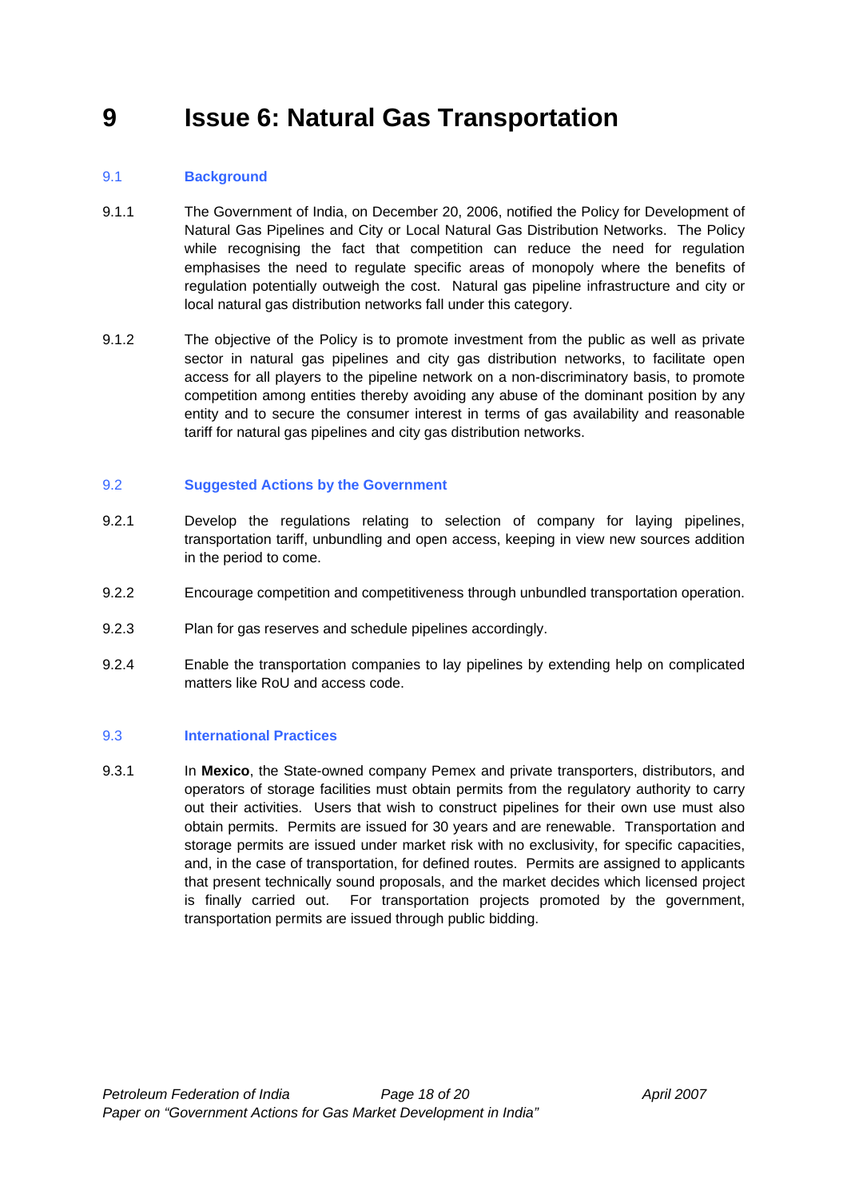# 9 Issue 6: Natural Gas Transportation

## 9.1 Background

9.1.1 The Government of India, on December 20, 2006, notified the Policy for Development of Natural Gas Pipelines and City or Local Natural Gas Distribution Networks. The Policy while recognising the fact that competition can reduce the need for regulation emphasises the need to regulate specific areas of monopoly where the benefits of regulation potentially outweigh the cost. Natural gas pipeline infrastructure and city or local natural gas distribution networks fall under this category.

9.1.2 The objective of the Policy is to promote investment from the public as well as private sector in natural gas pipelines and city gas distribution networks, to facilitate open access for all players to the pipeline network on a non-discriminatory basis, to promote competition among entities thereby avoiding any abuse of the dominant position by any entity and to secure the consumer interest in terms of gas availability and reasonable tariff for natural gas pipelines and city gas distribution networks.

## 9.2 Suggested Actions by the Government

9.2.1 Develop the regulations relating to selection of company for laying pipelines, transportation tariff, unbundling and open access, keeping in view new sources addition in the period to come.

9.2.2 Encourage competition and competitiveness through unbundled transportation operation.

9.2.3 Plan for gas reserves and schedule pipelines accordingly.

9.2.4 Enable the transportation companies to lay pipelines by extending help on complicated matters like RoU and access code.

## 9.3 International Practices

9.3.1 In **Mexico**, the State-owned company Pemex and private transporters, distributors, and operators of storage facilities must obtain permits from the regulatory authority to carry out their activities. Users that wish to construct pipelines for their own use must also obtain permits. Permits are issued for 30 years and are renewable. Transportation and storage permits are issued under market risk with no exclusivity, for specific capacities, and, in the case of transportation, for defined routes. Permits are assigned to applicants that present technically sound proposals, and the market decides which licensed project is finally carried out. For transportation projects promoted by the government, transportation permits are issued through public bidding.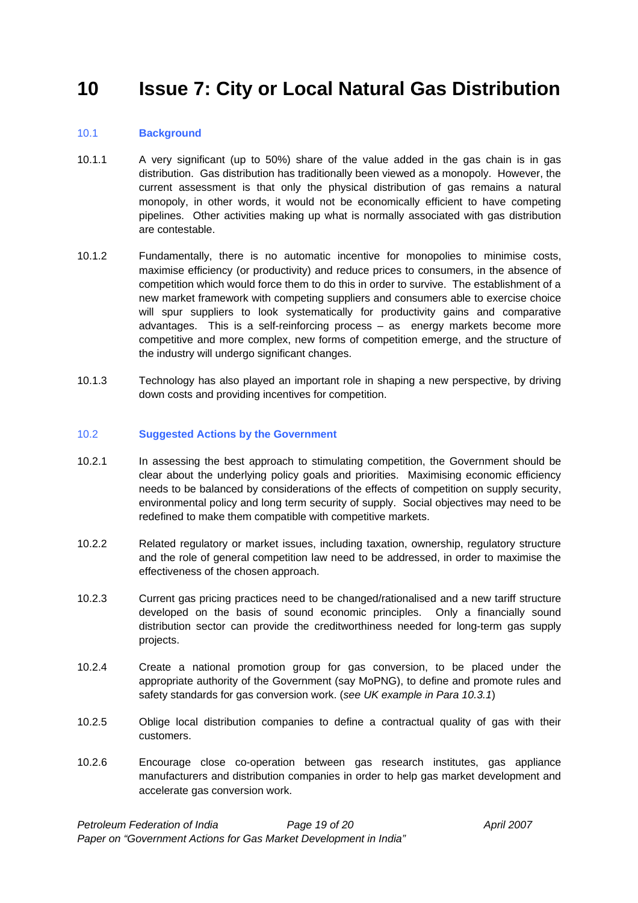# 10 Issue 7: City or Local Natural Gas Distribution

## 10.1 Background

10.1.1 A very significant (up to 50%) share of the value added in the gas chain is in gas distribution. Gas distribution has traditionally been viewed as a monopoly. However, the current assessment is that only the physical distribution of gas remains a natural monopoly, in other words, it would not be economically efficient to have competing pipelines. Other activities making up what is normally associated with gas distribution are contestable.

10.1.2 Fundamentally, there is no automatic incentive for monopolies to minimise costs, maximise efficiency (or productivity) and reduce prices to consumers, in the absence of competition which would force them to do this in order to survive. The establishment of a new market framework with competing suppliers and consumers able to exercise choice will spur suppliers to look systematically for productivity gains and comparative advantages. This is a self-reinforcing process – as energy markets become more competitive and more complex, new forms of competition emerge, and the structure of the industry will undergo significant changes.

10.1.3 Technology has also played an important role in shaping a new perspective, by driving down costs and providing incentives for competition.

## 10.2 Suggested Actions by the Government

10.2.1 In assessing the best approach to stimulating competition, the Government should be clear about the underlying policy goals and priorities. Maximising economic efficiency needs to be balanced by considerations of the effects of competition on supply security, environmental policy and long term security of supply. Social objectives may need to be redefined to make them compatible with competitive markets.

10.2.2 Related regulatory or market issues, including taxation, ownership, regulatory structure and the role of general competition law need to be addressed, in order to maximise the effectiveness of the chosen approach.

10.2.3 Current gas pricing practices need to be changed/rationalised and a new tariff structure developed on the basis of sound economic principles. Only a financially sound distribution sector can provide the creditworthiness needed for long-term gas supply projects.

10.2.4 Create a national promotion group for gas conversion, to be placed under the appropriate authority of the Government (say MoPNG), to define and promote rules and safety standards for gas conversion work. (*see UK example in Para 10.3.1*)

10.2.5 Oblige local distribution companies to define a contractual quality of gas with their customers.

10.2.6 Encourage close co-operation between gas research institutes, gas appliance manufacturers and distribution companies in order to help gas market development and accelerate gas conversion work.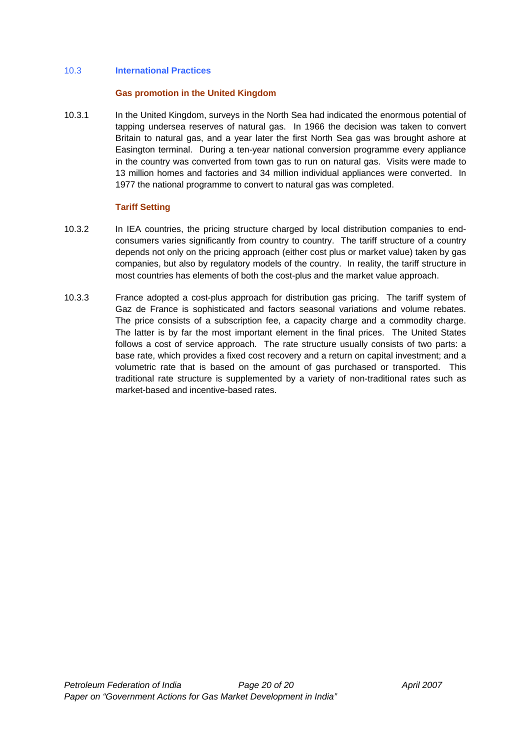## 10.3 International Practices

### Gas promotion in the United Kingdom

10.3.1 In the United Kingdom, surveys in the North Sea had indicated the enormous potential of tapping undersea reserves of natural gas. In 1966 the decision was taken to convert Britain to natural gas, and a year later the first North Sea gas was brought ashore at Easington terminal. During a ten-year national conversion programme every appliance in the country was converted from town gas to run on natural gas. Visits were made to 13 million homes and factories and 34 million individual appliances were converted. In 1977 the national programme to convert to natural gas was completed.

### Tariff Setting

10.3.2 In IEA countries, the pricing structure charged by local distribution companies to end-consumers varies significantly from country to country. The tariff structure of a country depends not only on the pricing approach (either cost plus or market value) taken by gas companies, but also by regulatory models of the country. In reality, the tariff structure in most countries has elements of both the cost-plus and the market value approach.

10.3.3 France adopted a cost-plus approach for distribution gas pricing. The tariff system of Gaz de France is sophisticated and factors seasonal variations and volume rebates. The price consists of a subscription fee, a capacity charge and a commodity charge. The latter is by far the most important element in the final prices. The United States follows a cost of service approach. The rate structure usually consists of two parts: a base rate, which provides a fixed cost recovery and a return on capital investment; and a volumetric rate that is based on the amount of gas purchased or transported. This traditional rate structure is supplemented by a variety of non-traditional rates such as market-based and incentive-based rates.